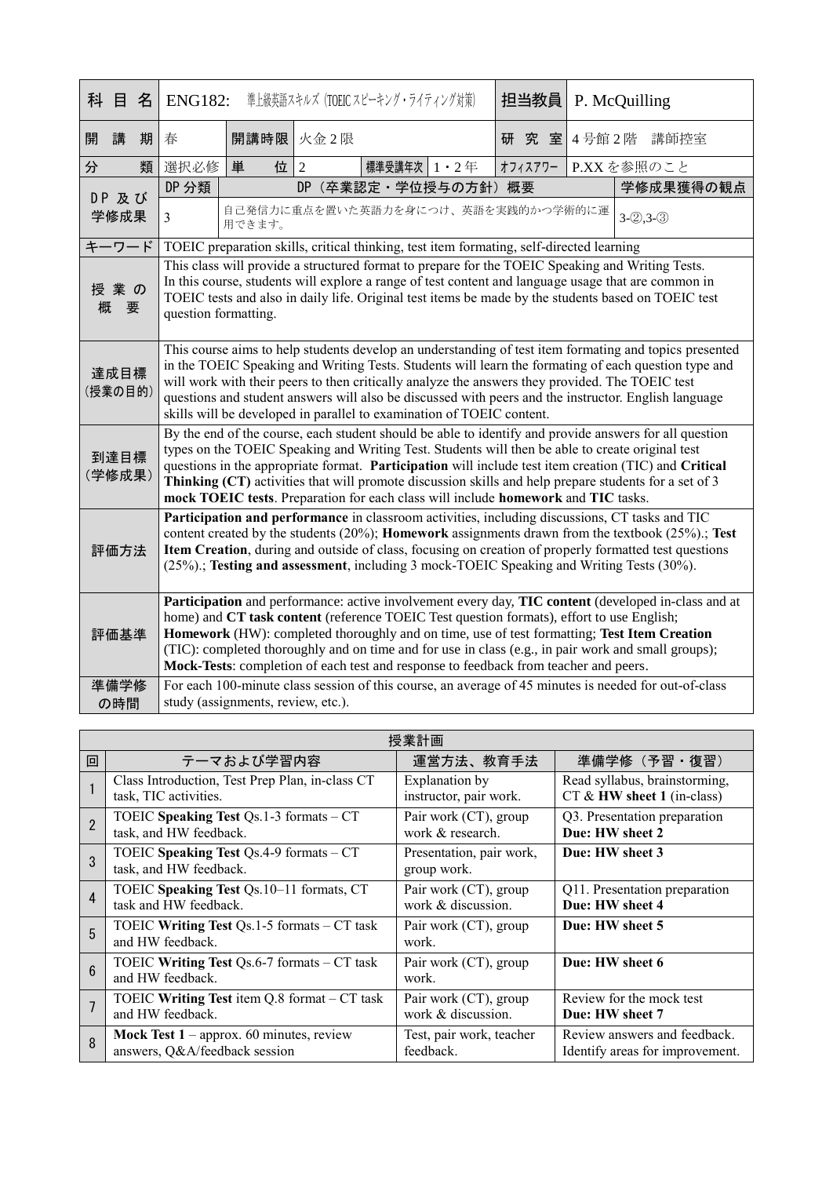| 科目名 | ENG182: 準上級英語スキルズ（TOEICスピーキング・ライティング対策） | | | | | 担当教員 | P. McQuilling | |
|---|---|---|---|---|---|---|---|---|
| 開講期 | 春 | 開講時限 | 火金2限 | | | 研究室 | 4号館2階　講師控室 | |
| 分類 | 選択必修 | 単位 | 2 | 標準受講年次 | 1・2年 | オフィスアワー | P.XXを参照のこと | |
| DP及び学修成果 | DP分類 | DP（卒業認定・学位授与の方針）概要 | | | | | | 学修成果獲得の観点 |
| | 3 | 自己発信力に重点を置いた英語力を身につけ、英語を実践的かつ学術的に運用できます。 | | | | | | 3-②,3-③ |
| キーワード | TOEIC preparation skills, critical thinking, test item formating, self-directed learning | | | | | | | |
| 授業の概要 | This class will provide a structured format to prepare for the TOEIC Speaking and Writing Tests. In this course, students will explore a range of test content and language usage that are common in TOEIC tests and also in daily life. Original test items be made by the students based on TOEIC test question formatting. | | | | | | | |
| 達成目標（授業の目的） | This course aims to help students develop an understanding of test item formating and topics presented in the TOEIC Speaking and Writing Tests. Students will learn the formating of each question type and will work with their peers to then critically analyze the answers they provided. The TOEIC test questions and student answers will also be discussed with peers and the instructor. English language skills will be developed in parallel to examination of TOEIC content. | | | | | | | |
| 到達目標（学修成果） | By the end of the course, each student should be able to identify and provide answers for all question types on the TOEIC Speaking and Writing Test. Students will then be able to create original test questions in the appropriate format. **Participation** will include test item creation (TIC) and **Critical Thinking (CT)** activities that will promote discussion skills and help prepare students for a set of 3 **mock TOEIC tests**. Preparation for each class will include **homework** and **TIC** tasks. | | | | | | | |
| 評価方法 | **Participation and performance** in classroom activities, including discussions, CT tasks and TIC content created by the students (20%); **Homework** assignments drawn from the textbook (25%).; **Test Item Creation**, during and outside of class, focusing on creation of properly formatted test questions (25%).; **Testing and assessment**, including 3 mock-TOEIC Speaking and Writing Tests (30%). | | | | | | | |
| 評価基準 | **Participation** and performance: active involvement every day, **TIC content** (developed in-class and at home) and **CT task content** (reference TOEIC Test question formats), effort to use English; **Homework** (HW): completed thoroughly and on time, use of test formatting; **Test Item Creation** (TIC): completed thoroughly and on time and for use in class (e.g., in pair work and small groups); **Mock-Tests**: completion of each test and response to feedback from teacher and peers. | | | | | | | |
| 準備学修の時間 | For each 100-minute class session of this course, an average of 45 minutes is needed for out-of-class study (assignments, review, etc.). | | | | | | | |

**授業計画**

| 回 | テーマおよび学習内容 | 運営方法、教育手法 | 準備学修（予習・復習） |
|---|---|---|---|
| 1 | Class Introduction, Test Prep Plan, in-class CT task, TIC activities. | Explanation by instructor, pair work. | Read syllabus, brainstorming, CT & **HW sheet 1** (in-class) |
| 2 | TOEIC **Speaking Test** Qs.1-3 formats – CT task, and HW feedback. | Pair work (CT), group work & research. | Q3. Presentation preparation **Due: HW sheet 2** |
| 3 | TOEIC **Speaking Test** Qs.4-9 formats – CT task, and HW feedback. | Presentation, pair work, group work. | **Due: HW sheet 3** |
| 4 | TOEIC **Speaking Test** Qs.10–11 formats, CT task and HW feedback. | Pair work (CT), group work & discussion. | Q11. Presentation preparation **Due: HW sheet 4** |
| 5 | TOEIC **Writing Test** Qs.1-5 formats – CT task and HW feedback. | Pair work (CT), group work. | **Due: HW sheet 5** |
| 6 | TOEIC **Writing Test** Qs.6-7 formats – CT task and HW feedback. | Pair work (CT), group work. | **Due: HW sheet 6** |
| 7 | TOEIC **Writing Test** item Q.8 format – CT task and HW feedback. | Pair work (CT), group work & discussion. | Review for the mock test **Due: HW sheet 7** |
| 8 | **Mock Test 1** – approx. 60 minutes, review answers, Q&A/feedback session | Test, pair work, teacher feedback. | Review answers and feedback. Identify areas for improvement. |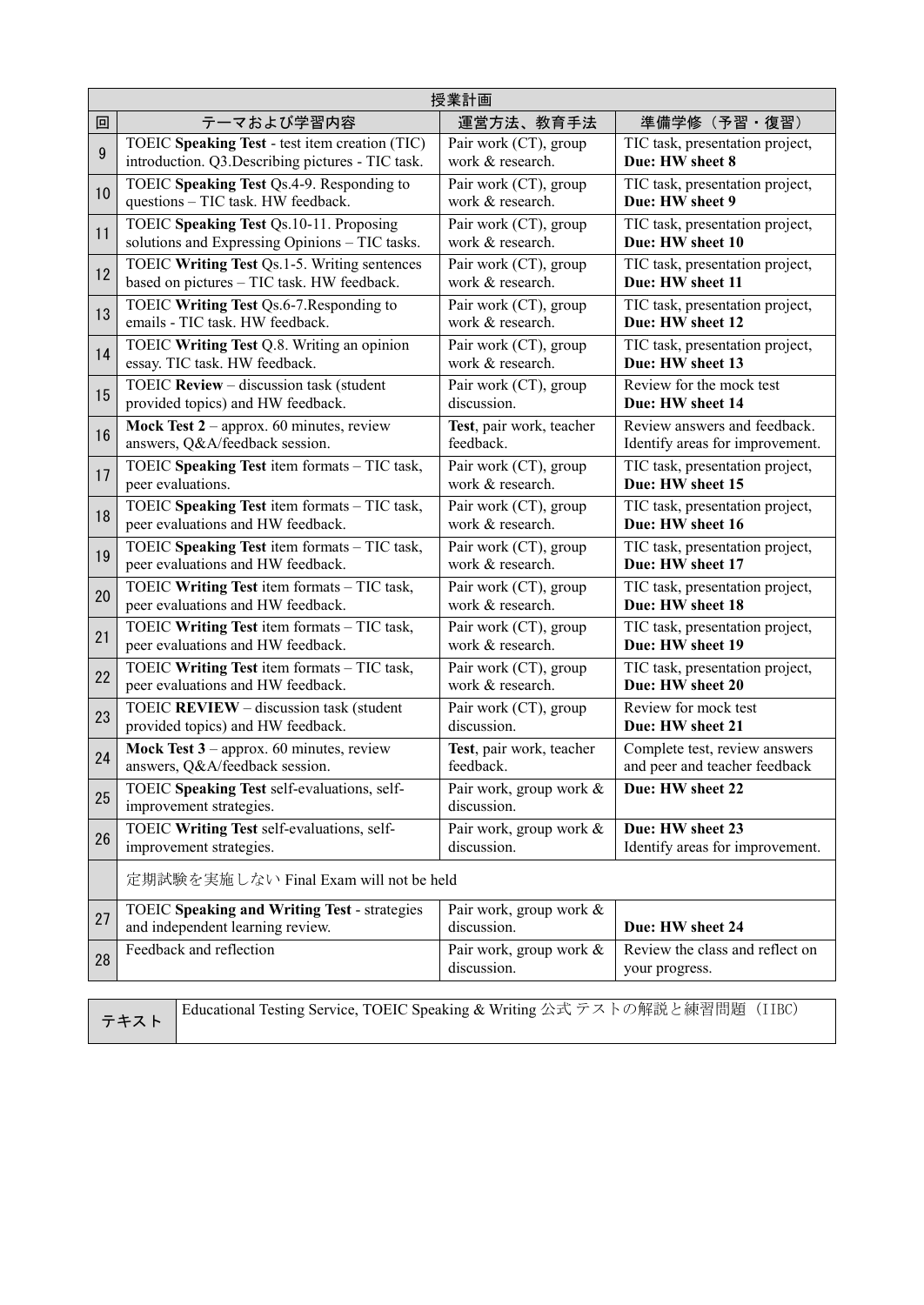| 授業計画 | | | |
|---|---|---|---|
| 回 | テーマおよび学習内容 | 運営方法、教育手法 | 準備学修（予習・復習） |
| 9 | TOEIC **Speaking Test** - test item creation (TIC) introduction. Q3.Describing pictures - TIC task. | Pair work (CT), group work & research. | TIC task, presentation project, **Due: HW sheet 8** |
| 10 | TOEIC **Speaking Test** Qs.4-9. Responding to questions – TIC task. HW feedback. | Pair work (CT), group work & research. | TIC task, presentation project, **Due: HW sheet 9** |
| 11 | TOEIC **Speaking Test** Qs.10-11. Proposing solutions and Expressing Opinions – TIC tasks. | Pair work (CT), group work & research. | TIC task, presentation project, **Due: HW sheet 10** |
| 12 | TOEIC **Writing Test** Qs.1-5. Writing sentences based on pictures – TIC task. HW feedback. | Pair work (CT), group work & research. | TIC task, presentation project, **Due: HW sheet 11** |
| 13 | TOEIC **Writing Test** Qs.6-7.Responding to emails - TIC task. HW feedback. | Pair work (CT), group work & research. | TIC task, presentation project, **Due: HW sheet 12** |
| 14 | TOEIC **Writing Test** Q.8. Writing an opinion essay. TIC task. HW feedback. | Pair work (CT), group work & research. | TIC task, presentation project, **Due: HW sheet 13** |
| 15 | TOEIC **Review** – discussion task (student provided topics) and HW feedback. | Pair work (CT), group discussion. | Review for the mock test **Due: HW sheet 14** |
| 16 | **Mock Test 2** – approx. 60 minutes, review answers, Q&A/feedback session. | **Test**, pair work, teacher feedback. | Review answers and feedback. Identify areas for improvement. |
| 17 | TOEIC **Speaking Test** item formats – TIC task, peer evaluations. | Pair work (CT), group work & research. | TIC task, presentation project, **Due: HW sheet 15** |
| 18 | TOEIC **Speaking Test** item formats – TIC task, peer evaluations and HW feedback. | Pair work (CT), group work & research. | TIC task, presentation project, **Due: HW sheet 16** |
| 19 | TOEIC **Speaking Test** item formats – TIC task, peer evaluations and HW feedback. | Pair work (CT), group work & research. | TIC task, presentation project, **Due: HW sheet 17** |
| 20 | TOEIC **Writing Test** item formats – TIC task, peer evaluations and HW feedback. | Pair work (CT), group work & research. | TIC task, presentation project, **Due: HW sheet 18** |
| 21 | TOEIC **Writing Test** item formats – TIC task, peer evaluations and HW feedback. | Pair work (CT), group work & research. | TIC task, presentation project, **Due: HW sheet 19** |
| 22 | TOEIC **Writing Test** item formats – TIC task, peer evaluations and HW feedback. | Pair work (CT), group work & research. | TIC task, presentation project, **Due: HW sheet 20** |
| 23 | TOEIC **REVIEW** – discussion task (student provided topics) and HW feedback. | Pair work (CT), group discussion. | Review for mock test **Due: HW sheet 21** |
| 24 | **Mock Test 3** – approx. 60 minutes, review answers, Q&A/feedback session. | **Test**, pair work, teacher feedback. | Complete test, review answers and peer and teacher feedback |
| 25 | TOEIC **Speaking Test** self-evaluations, self-improvement strategies. | Pair work, group work & discussion. | **Due: HW sheet 22** |
| 26 | TOEIC **Writing Test** self-evaluations, self-improvement strategies. | Pair work, group work & discussion. | **Due: HW sheet 23** Identify areas for improvement. |
| | 定期試験を実施しない Final Exam will not be held | | |
| 27 | TOEIC **Speaking and Writing Test** - strategies and independent learning review. | Pair work, group work & discussion. | **Due: HW sheet 24** |
| 28 | Feedback and reflection | Pair work, group work & discussion. | Review the class and reflect on your progress. |

| | |
|---|---|
| テキスト | Educational Testing Service, TOEIC Speaking & Writing 公式 テストの解説と練習問題 （IIBC） |